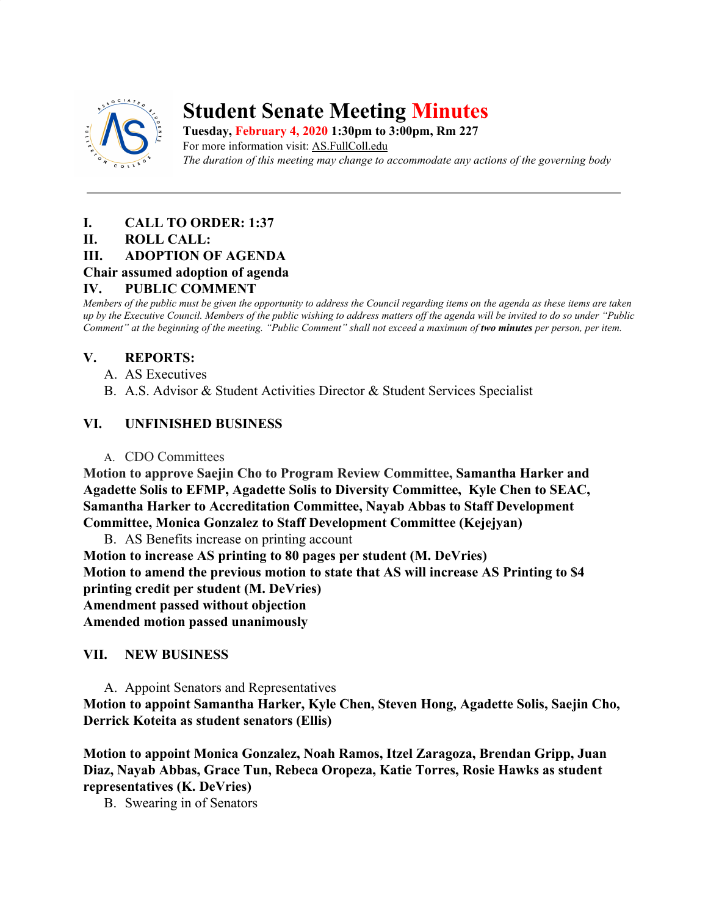# Student Senate Meeting Minutes

**Tuesday, February 4, 2020 1:30pm to 3:00pm, Rm 227**
For more information visit: AS.FullColl.edu
*The duration of this meeting may change to accommodate any actions of the governing body*

---

**I. CALL TO ORDER: 1:37**

**II. ROLL CALL:**

**III. ADOPTION OF AGENDA**

**Chair assumed adoption of agenda**

**IV. PUBLIC COMMENT**

*Members of the public must be given the opportunity to address the Council regarding items on the agenda as these items are taken up by the Executive Council. Members of the public wishing to address matters off the agenda will be invited to do so under "Public Comment" at the beginning of the meeting. "Public Comment" shall not exceed a maximum of **two minutes** per person, per item.*

**V. REPORTS:**

A. AS Executives
B. A.S. Advisor & Student Activities Director & Student Services Specialist

**VI. UNFINISHED BUSINESS**

A. CDO Committees

**Motion to approve Saejin Cho to Program Review Committee, Samantha Harker and Agadette Solis to EFMP, Agadette Solis to Diversity Committee, Kyle Chen to SEAC, Samantha Harker to Accreditation Committee, Nayab Abbas to Staff Development Committee, Monica Gonzalez to Staff Development Committee (Kejejyan)**

B. AS Benefits increase on printing account

**Motion to increase AS printing to 80 pages per student (M. DeVries)**
**Motion to amend the previous motion to state that AS will increase AS Printing to $4 printing credit per student (M. DeVries)**
**Amendment passed without objection**
**Amended motion passed unanimously**

**VII. NEW BUSINESS**

A. Appoint Senators and Representatives

**Motion to appoint Samantha Harker, Kyle Chen, Steven Hong, Agadette Solis, Saejin Cho, Derrick Koteita as student senators (Ellis)**

**Motion to appoint Monica Gonzalez, Noah Ramos, Itzel Zaragoza, Brendan Gripp, Juan Diaz, Nayab Abbas, Grace Tun, Rebeca Oropeza, Katie Torres, Rosie Hawks as student representatives (K. DeVries)**

B. Swearing in of Senators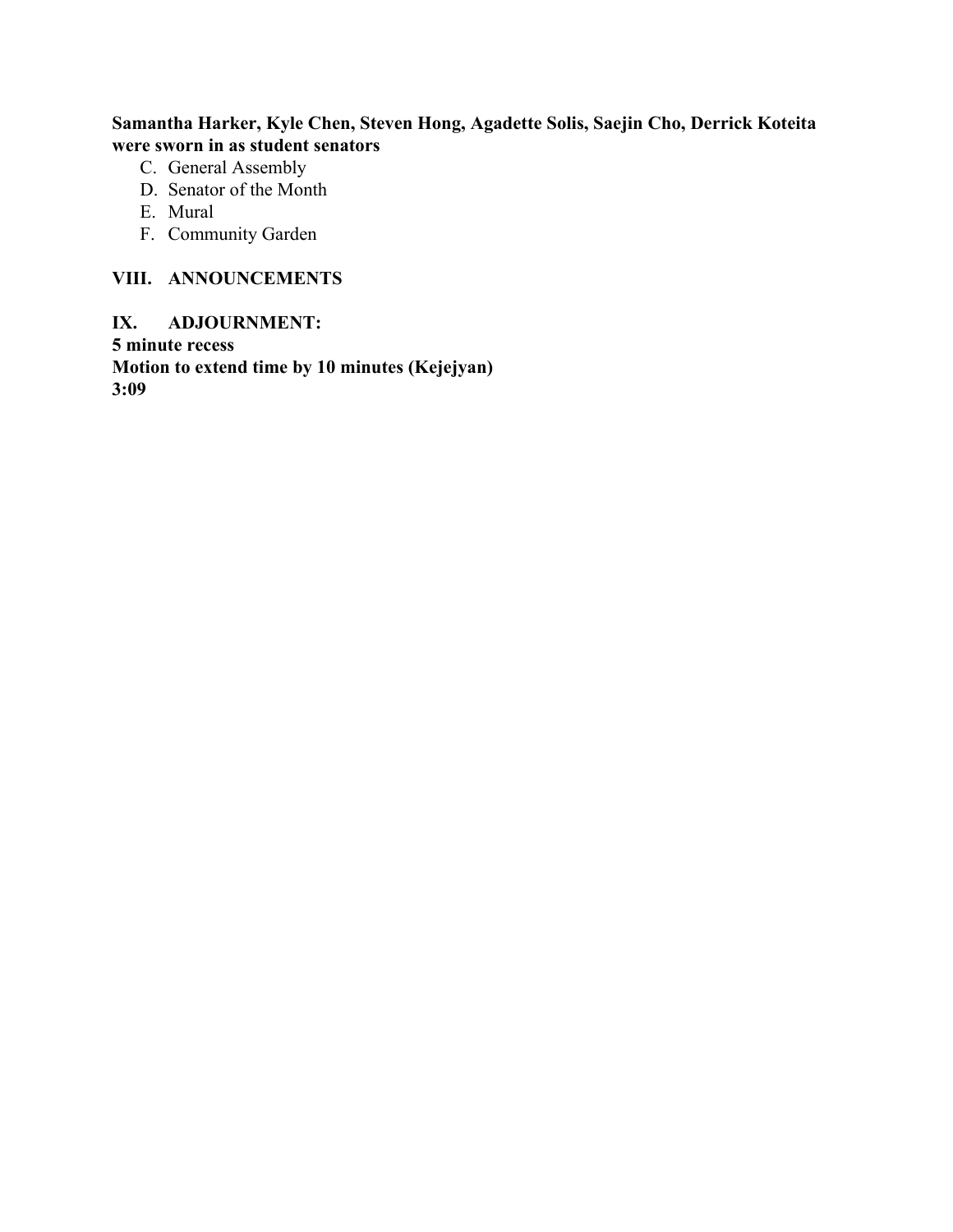**Samantha Harker, Kyle Chen, Steven Hong, Agadette Solis, Saejin Cho, Derrick Koteita were sworn in as student senators**

C. General Assembly
D. Senator of the Month
E. Mural
F. Community Garden

## VIII. ANNOUNCEMENTS

## IX. ADJOURNMENT:

**5 minute recess**

**Motion to extend time by 10 minutes (Kejejyan)**

**3:09**